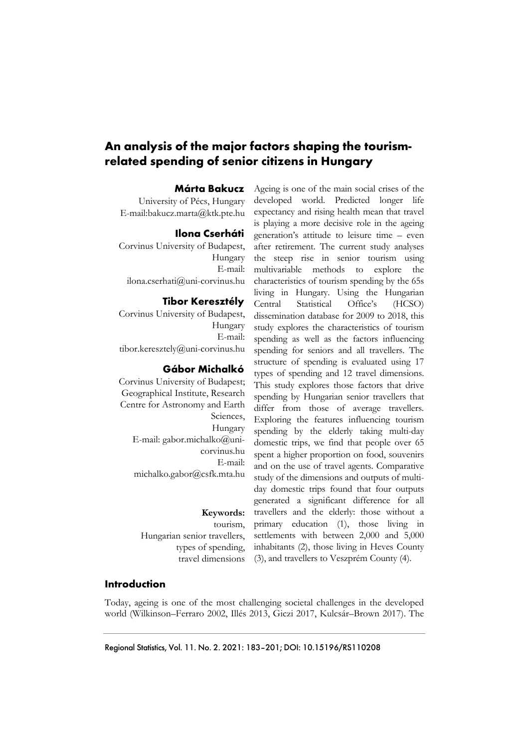# An analysis of the major factors shaping the tourism-related spending of senior citizens in Hungary

**Márta Bakucz**
University of Pécs, Hungary
E-mail:bakucz.marta@ktk.pte.hu

**Ilona Cserháti**
Corvinus University of Budapest, Hungary
E-mail: ilona.cserhati@uni-corvinus.hu

**Tibor Keresztély**
Corvinus University of Budapest, Hungary
E-mail: tibor.keresztely@uni-corvinus.hu

**Gábor Michalkó**
Corvinus University of Budapest; Geographical Institute, Research Centre for Astronomy and Earth Sciences, Hungary
E-mail: gabor.michalko@uni-corvinus.hu
E-mail: michalko.gabor@csfk.mta.hu

**Keywords:**
tourism,
Hungarian senior travellers,
types of spending,
travel dimensions

Ageing is one of the main social crises of the developed world. Predicted longer life expectancy and rising health mean that travel is playing a more decisive role in the ageing generation's attitude to leisure time – even after retirement. The current study analyses the steep rise in senior tourism using multivariable methods to explore the characteristics of tourism spending by the 65s living in Hungary. Using the Hungarian Central Statistical Office's (HCSO) dissemination database for 2009 to 2018, this study explores the characteristics of tourism spending as well as the factors influencing spending for seniors and all travellers. The structure of spending is evaluated using 17 types of spending and 12 travel dimensions. This study explores those factors that drive spending by Hungarian senior travellers that differ from those of average travellers. Exploring the features influencing tourism spending by the elderly taking multi-day domestic trips, we find that people over 65 spent a higher proportion on food, souvenirs and on the use of travel agents. Comparative study of the dimensions and outputs of multi-day domestic trips found that four outputs generated a significant difference for all travellers and the elderly: those without a primary education (1), those living in settlements with between 2,000 and 5,000 inhabitants (2), those living in Heves County (3), and travellers to Veszprém County (4).

## Introduction

Today, ageing is one of the most challenging societal challenges in the developed world (Wilkinson–Ferraro 2002, Illés 2013, Giczi 2017, Kulcsár–Brown 2017). The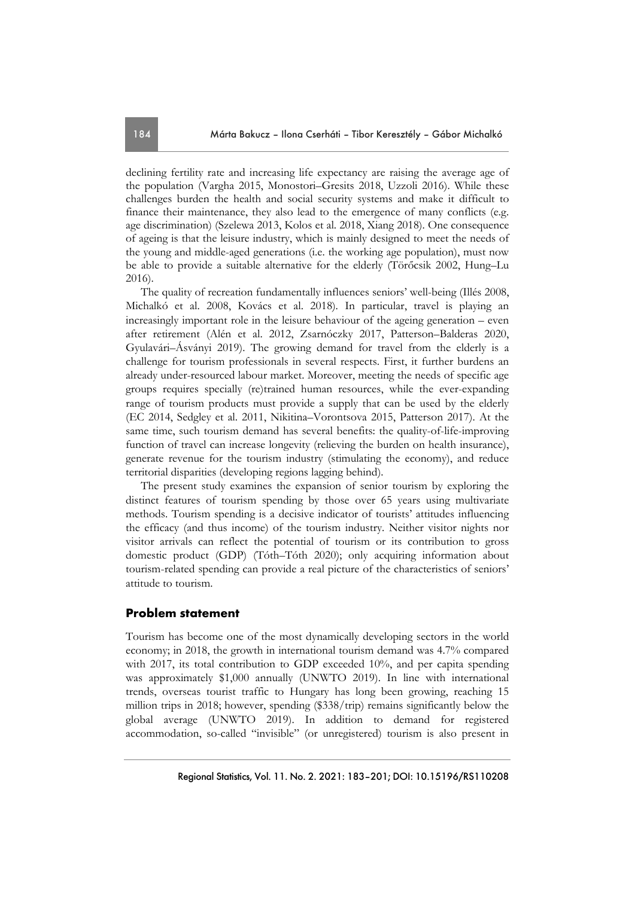declining fertility rate and increasing life expectancy are raising the average age of the population (Vargha 2015, Monostori–Gresits 2018, Uzzoli 2016). While these challenges burden the health and social security systems and make it difficult to finance their maintenance, they also lead to the emergence of many conflicts (e.g. age discrimination) (Szelewa 2013, Kolos et al. 2018, Xiang 2018). One consequence of ageing is that the leisure industry, which is mainly designed to meet the needs of the young and middle-aged generations (i.e. the working age population), must now be able to provide a suitable alternative for the elderly (Törőcsik 2002, Hung–Lu 2016).

The quality of recreation fundamentally influences seniors' well-being (Illés 2008, Michalkó et al. 2008, Kovács et al. 2018). In particular, travel is playing an increasingly important role in the leisure behaviour of the ageing generation – even after retirement (Alén et al. 2012, Zsarnóczky 2017, Patterson–Balderas 2020, Gyulavári–Ásványi 2019). The growing demand for travel from the elderly is a challenge for tourism professionals in several respects. First, it further burdens an already under-resourced labour market. Moreover, meeting the needs of specific age groups requires specially (re)trained human resources, while the ever-expanding range of tourism products must provide a supply that can be used by the elderly (EC 2014, Sedgley et al. 2011, Nikitina–Vorontsova 2015, Patterson 2017). At the same time, such tourism demand has several benefits: the quality-of-life-improving function of travel can increase longevity (relieving the burden on health insurance), generate revenue for the tourism industry (stimulating the economy), and reduce territorial disparities (developing regions lagging behind).

The present study examines the expansion of senior tourism by exploring the distinct features of tourism spending by those over 65 years using multivariate methods. Tourism spending is a decisive indicator of tourists' attitudes influencing the efficacy (and thus income) of the tourism industry. Neither visitor nights nor visitor arrivals can reflect the potential of tourism or its contribution to gross domestic product (GDP) (Tóth–Tóth 2020); only acquiring information about tourism-related spending can provide a real picture of the characteristics of seniors' attitude to tourism.

## Problem statement

Tourism has become one of the most dynamically developing sectors in the world economy; in 2018, the growth in international tourism demand was 4.7% compared with 2017, its total contribution to GDP exceeded 10%, and per capita spending was approximately $1,000 annually (UNWTO 2019). In line with international trends, overseas tourist traffic to Hungary has long been growing, reaching 15 million trips in 2018; however, spending ($338/trip) remains significantly below the global average (UNWTO 2019). In addition to demand for registered accommodation, so-called "invisible" (or unregistered) tourism is also present in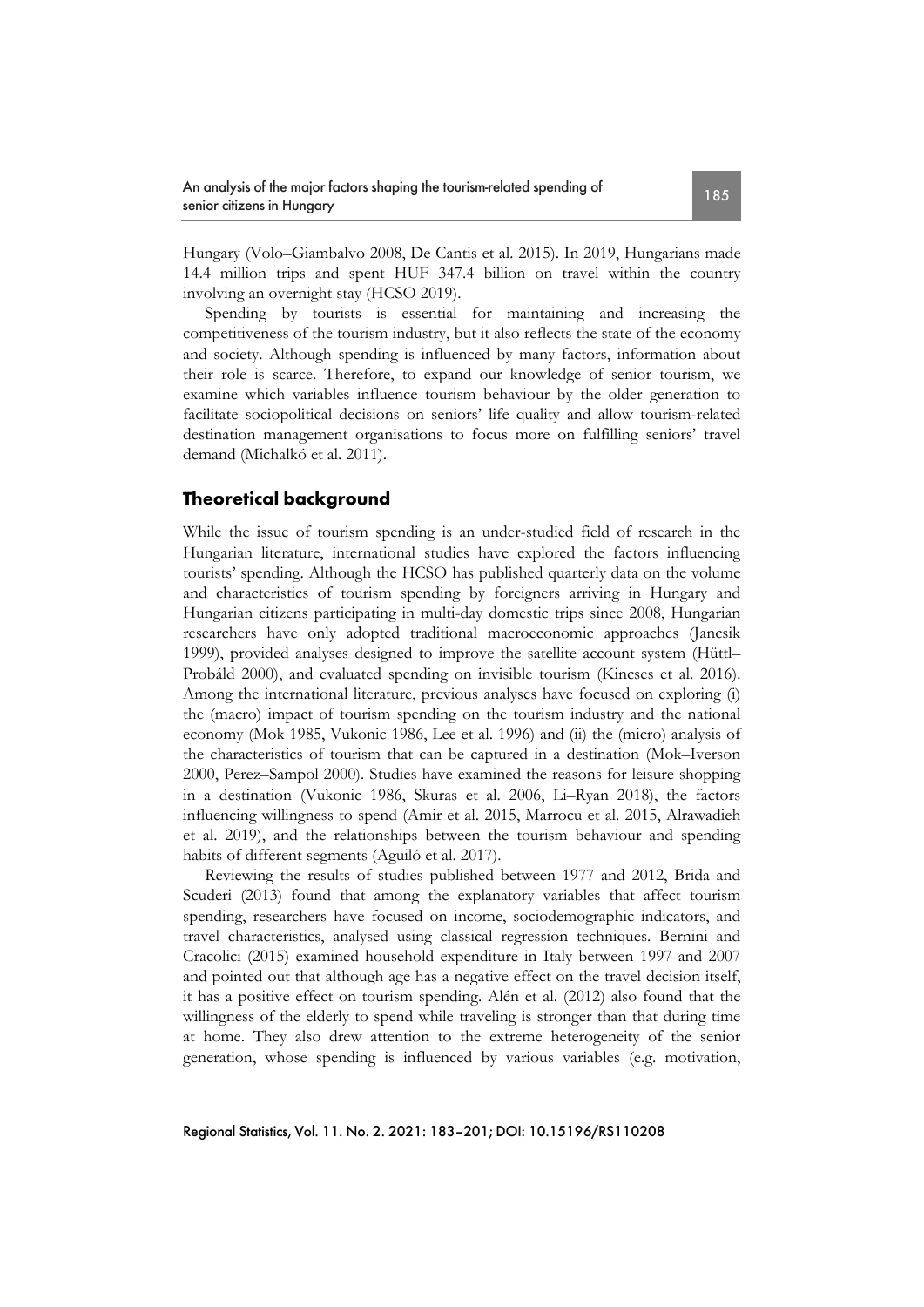Hungary (Volo–Giambalvo 2008, De Cantis et al. 2015). In 2019, Hungarians made 14.4 million trips and spent HUF 347.4 billion on travel within the country involving an overnight stay (HCSO 2019).

Spending by tourists is essential for maintaining and increasing the competitiveness of the tourism industry, but it also reflects the state of the economy and society. Although spending is influenced by many factors, information about their role is scarce. Therefore, to expand our knowledge of senior tourism, we examine which variables influence tourism behaviour by the older generation to facilitate sociopolitical decisions on seniors' life quality and allow tourism-related destination management organisations to focus more on fulfilling seniors' travel demand (Michalkó et al. 2011).

## Theoretical background

While the issue of tourism spending is an under-studied field of research in the Hungarian literature, international studies have explored the factors influencing tourists' spending. Although the HCSO has published quarterly data on the volume and characteristics of tourism spending by foreigners arriving in Hungary and Hungarian citizens participating in multi-day domestic trips since 2008, Hungarian researchers have only adopted traditional macroeconomic approaches (Jancsik 1999), provided analyses designed to improve the satellite account system (Hüttl–Probáld 2000), and evaluated spending on invisible tourism (Kincses et al. 2016). Among the international literature, previous analyses have focused on exploring (i) the (macro) impact of tourism spending on the tourism industry and the national economy (Mok 1985, Vukonic 1986, Lee et al. 1996) and (ii) the (micro) analysis of the characteristics of tourism that can be captured in a destination (Mok–Iverson 2000, Perez–Sampol 2000). Studies have examined the reasons for leisure shopping in a destination (Vukonic 1986, Skuras et al. 2006, Li–Ryan 2018), the factors influencing willingness to spend (Amir et al. 2015, Marrocu et al. 2015, Alrawadieh et al. 2019), and the relationships between the tourism behaviour and spending habits of different segments (Aguiló et al. 2017).

Reviewing the results of studies published between 1977 and 2012, Brida and Scuderi (2013) found that among the explanatory variables that affect tourism spending, researchers have focused on income, sociodemographic indicators, and travel characteristics, analysed using classical regression techniques. Bernini and Cracolici (2015) examined household expenditure in Italy between 1997 and 2007 and pointed out that although age has a negative effect on the travel decision itself, it has a positive effect on tourism spending. Alén et al. (2012) also found that the willingness of the elderly to spend while traveling is stronger than that during time at home. They also drew attention to the extreme heterogeneity of the senior generation, whose spending is influenced by various variables (e.g. motivation,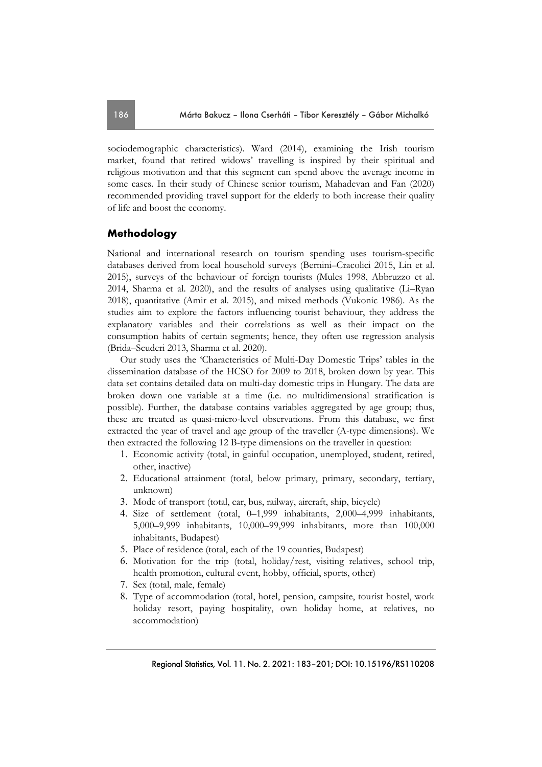sociodemographic characteristics). Ward (2014), examining the Irish tourism market, found that retired widows' travelling is inspired by their spiritual and religious motivation and that this segment can spend above the average income in some cases. In their study of Chinese senior tourism, Mahadevan and Fan (2020) recommended providing travel support for the elderly to both increase their quality of life and boost the economy.

## Methodology

National and international research on tourism spending uses tourism-specific databases derived from local household surveys (Bernini–Cracolici 2015, Lin et al. 2015), surveys of the behaviour of foreign tourists (Mules 1998, Abbruzzo et al. 2014, Sharma et al. 2020), and the results of analyses using qualitative (Li–Ryan 2018), quantitative (Amir et al. 2015), and mixed methods (Vukonic 1986). As the studies aim to explore the factors influencing tourist behaviour, they address the explanatory variables and their correlations as well as their impact on the consumption habits of certain segments; hence, they often use regression analysis (Brida–Scuderi 2013, Sharma et al. 2020).

Our study uses the 'Characteristics of Multi-Day Domestic Trips' tables in the dissemination database of the HCSO for 2009 to 2018, broken down by year. This data set contains detailed data on multi-day domestic trips in Hungary. The data are broken down one variable at a time (i.e. no multidimensional stratification is possible). Further, the database contains variables aggregated by age group; thus, these are treated as quasi-micro-level observations. From this database, we first extracted the year of travel and age group of the traveller (A-type dimensions). We then extracted the following 12 B-type dimensions on the traveller in question:

1. Economic activity (total, in gainful occupation, unemployed, student, retired, other, inactive)
2. Educational attainment (total, below primary, primary, secondary, tertiary, unknown)
3. Mode of transport (total, car, bus, railway, aircraft, ship, bicycle)
4. Size of settlement (total, 0–1,999 inhabitants, 2,000–4,999 inhabitants, 5,000–9,999 inhabitants, 10,000–99,999 inhabitants, more than 100,000 inhabitants, Budapest)
5. Place of residence (total, each of the 19 counties, Budapest)
6. Motivation for the trip (total, holiday/rest, visiting relatives, school trip, health promotion, cultural event, hobby, official, sports, other)
7. Sex (total, male, female)
8. Type of accommodation (total, hotel, pension, campsite, tourist hostel, work holiday resort, paying hospitality, own holiday home, at relatives, no accommodation)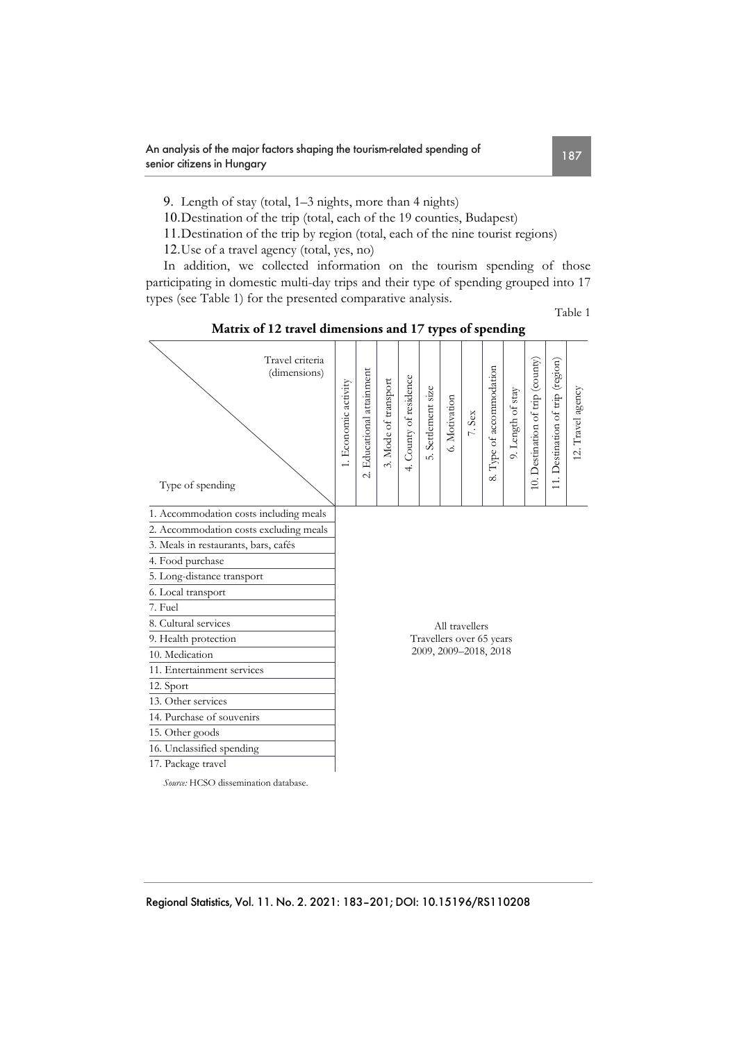9. Length of stay (total, 1–3 nights, more than 4 nights)
10. Destination of the trip (total, each of the 19 counties, Budapest)
11. Destination of the trip by region (total, each of the nine tourist regions)
12. Use of a travel agency (total, yes, no)

In addition, we collected information on the tourism spending of those participating in domestic multi-day trips and their type of spending grouped into 17 types (see Table 1) for the presented comparative analysis.

Table 1

**Matrix of 12 travel dimensions and 17 types of spending**

| Type of spending \ Travel criteria (dimensions) | 1. Economic activity | 2. Educational attainment | 3. Mode of transport | 4. County of residence | 5. Settlement size | 6. Motivation | 7. Sex | 8. Type of accommodation | 9. Length of stay | 10. Destination of trip (county) | 11. Destination of trip (region) | 12. Travel agency |
|---|---|---|---|---|---|---|---|---|---|---|---|---|
| 1. Accommodation costs including meals | | | | | | | | | | | | |
| 2. Accommodation costs excluding meals | | | | | | | | | | | | |
| 3. Meals in restaurants, bars, cafés | | | | | | | | | | | | |
| 4. Food purchase | | | | | | | | | | | | |
| 5. Long-distance transport | | | | | | | | | | | | |
| 6. Local transport | | | | | | | | | | | | |
| 7. Fuel | | | | | | | | | | | | |
| 8. Cultural services | | | | | | All travellers | | | | | | |
| 9. Health protection | | | | | | Travellers over 65 years | | | | | | |
| 10. Medication | | | | | | 2009, 2009–2018, 2018 | | | | | | |
| 11. Entertainment services | | | | | | | | | | | | |
| 12. Sport | | | | | | | | | | | | |
| 13. Other services | | | | | | | | | | | | |
| 14. Purchase of souvenirs | | | | | | | | | | | | |
| 15. Other goods | | | | | | | | | | | | |
| 16. Unclassified spending | | | | | | | | | | | | |
| 17. Package travel | | | | | | | | | | | | |

*Source:* HCSO dissemination database.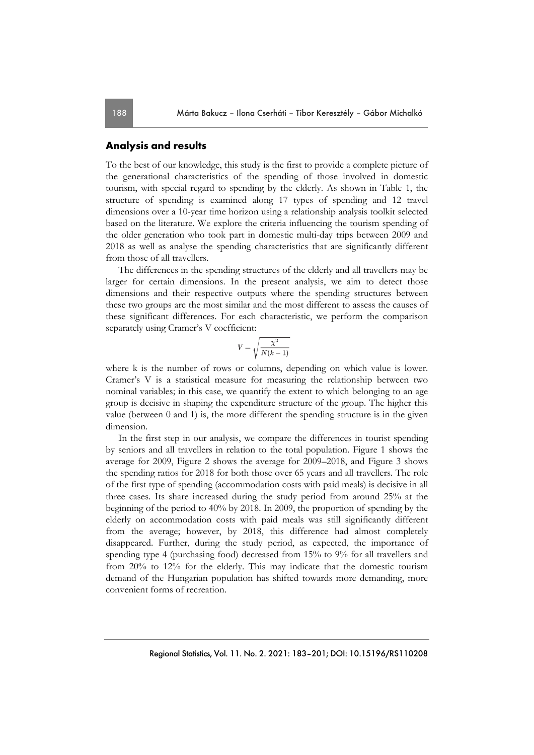## Analysis and results

To the best of our knowledge, this study is the first to provide a complete picture of the generational characteristics of the spending of those involved in domestic tourism, with special regard to spending by the elderly. As shown in Table 1, the structure of spending is examined along 17 types of spending and 12 travel dimensions over a 10-year time horizon using a relationship analysis toolkit selected based on the literature. We explore the criteria influencing the tourism spending of the older generation who took part in domestic multi-day trips between 2009 and 2018 as well as analyse the spending characteristics that are significantly different from those of all travellers.

The differences in the spending structures of the elderly and all travellers may be larger for certain dimensions. In the present analysis, we aim to detect those dimensions and their respective outputs where the spending structures between these two groups are the most similar and the most different to assess the causes of these significant differences. For each characteristic, we perform the comparison separately using Cramer's V coefficient:

$$V = \sqrt{\frac{\chi^2}{N(k-1)}}$$

where k is the number of rows or columns, depending on which value is lower. Cramer's V is a statistical measure for measuring the relationship between two nominal variables; in this case, we quantify the extent to which belonging to an age group is decisive in shaping the expenditure structure of the group. The higher this value (between 0 and 1) is, the more different the spending structure is in the given dimension.

In the first step in our analysis, we compare the differences in tourist spending by seniors and all travellers in relation to the total population. Figure 1 shows the average for 2009, Figure 2 shows the average for 2009–2018, and Figure 3 shows the spending ratios for 2018 for both those over 65 years and all travellers. The role of the first type of spending (accommodation costs with paid meals) is decisive in all three cases. Its share increased during the study period from around 25% at the beginning of the period to 40% by 2018. In 2009, the proportion of spending by the elderly on accommodation costs with paid meals was still significantly different from the average; however, by 2018, this difference had almost completely disappeared. Further, during the study period, as expected, the importance of spending type 4 (purchasing food) decreased from 15% to 9% for all travellers and from 20% to 12% for the elderly. This may indicate that the domestic tourism demand of the Hungarian population has shifted towards more demanding, more convenient forms of recreation.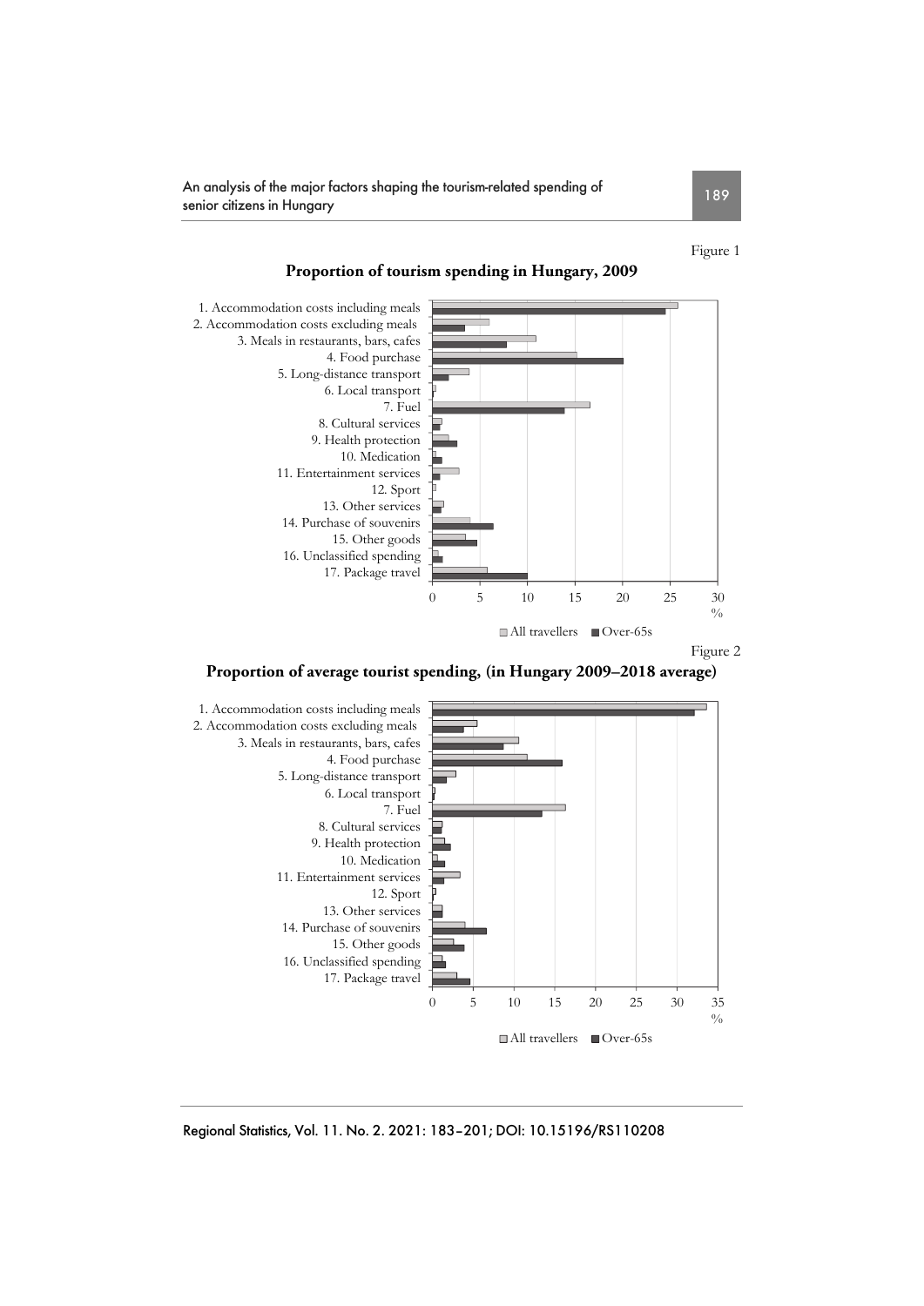Figure 1

**Proportion of tourism spending in Hungary, 2009**

1. Accommodation costs including meals
2. Accommodation costs excluding meals
3. Meals in restaurants, bars, cafes
4. Food purchase
5. Long-distance transport
6. Local transport
7. Fuel
8. Cultural services
9. Health protection
10. Medication
11. Entertainment services
12. Sport
13. Other services
14. Purchase of souvenirs
15. Other goods
16. Unclassified spending
17. Package travel

0 5 10 15 20 25 30 %

All travellers ■ Over-65s

Figure 2

**Proportion of average tourist spending, (in Hungary 2009–2018 average)**

1. Accommodation costs including meals
2. Accommodation costs excluding meals
3. Meals in restaurants, bars, cafes
4. Food purchase
5. Long-distance transport
6. Local transport
7. Fuel
8. Cultural services
9. Health protection
10. Medication
11. Entertainment services
12. Sport
13. Other services
14. Purchase of souvenirs
15. Other goods
16. Unclassified spending
17. Package travel

0 5 10 15 20 25 30 35 %

All travellers ■ Over-65s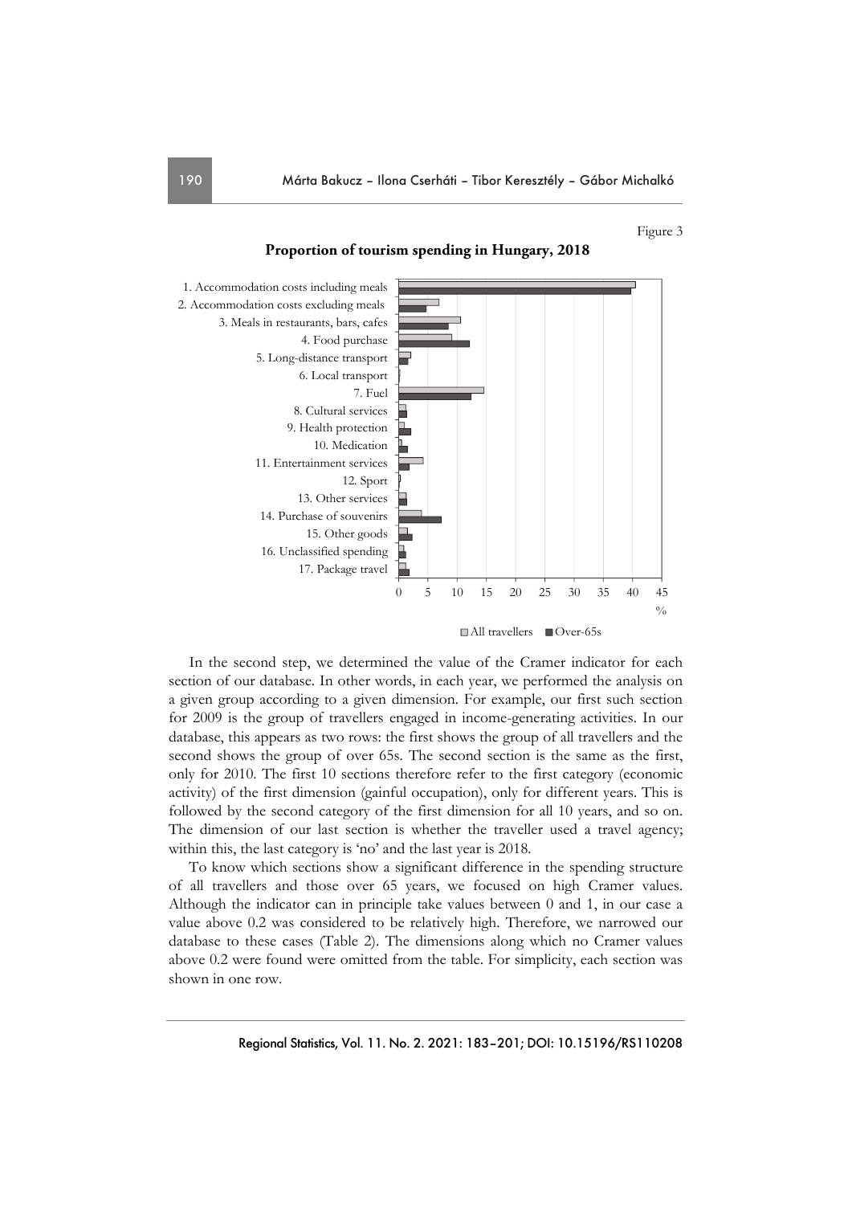Figure 3

**Proportion of tourism spending in Hungary, 2018**

In the second step, we determined the value of the Cramer indicator for each section of our database. In other words, in each year, we performed the analysis on a given group according to a given dimension. For example, our first such section for 2009 is the group of travellers engaged in income-generating activities. In our database, this appears as two rows: the first shows the group of all travellers and the second shows the group of over 65s. The second section is the same as the first, only for 2010. The first 10 sections therefore refer to the first category (economic activity) of the first dimension (gainful occupation), only for different years. This is followed by the second category of the first dimension for all 10 years, and so on. The dimension of our last section is whether the traveller used a travel agency; within this, the last category is 'no' and the last year is 2018.

To know which sections show a significant difference in the spending structure of all travellers and those over 65 years, we focused on high Cramer values. Although the indicator can in principle take values between 0 and 1, in our case a value above 0.2 was considered to be relatively high. Therefore, we narrowed our database to these cases (Table 2). The dimensions along which no Cramer values above 0.2 were found were omitted from the table. For simplicity, each section was shown in one row.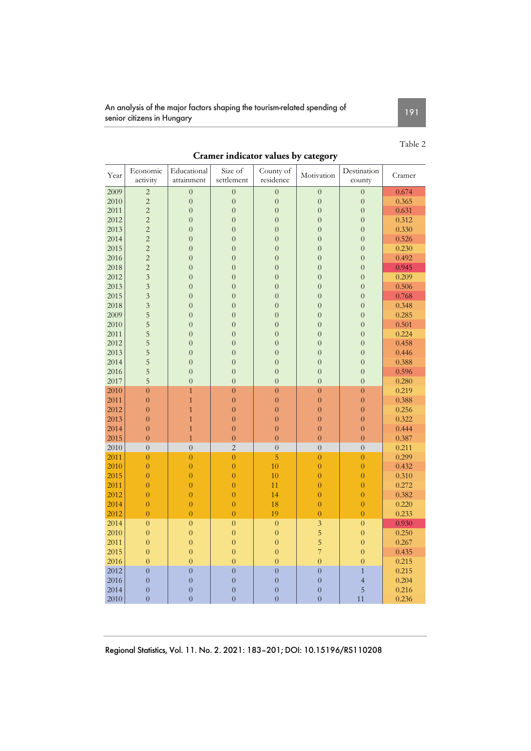Table 2

**Cramer indicator values by category**

| Year | Economic activity | Educational attainment | Size of settlement | County of residence | Motivation | Destination county | Cramer |
|---|---|---|---|---|---|---|---|
| 2009 | 2 | 0 | 0 | 0 | 0 | 0 | 0.674 |
| 2010 | 2 | 0 | 0 | 0 | 0 | 0 | 0.365 |
| 2011 | 2 | 0 | 0 | 0 | 0 | 0 | 0.631 |
| 2012 | 2 | 0 | 0 | 0 | 0 | 0 | 0.312 |
| 2013 | 2 | 0 | 0 | 0 | 0 | 0 | 0.330 |
| 2014 | 2 | 0 | 0 | 0 | 0 | 0 | 0.526 |
| 2015 | 2 | 0 | 0 | 0 | 0 | 0 | 0.230 |
| 2016 | 2 | 0 | 0 | 0 | 0 | 0 | 0.492 |
| 2018 | 2 | 0 | 0 | 0 | 0 | 0 | 0.945 |
| 2012 | 3 | 0 | 0 | 0 | 0 | 0 | 0.209 |
| 2013 | 3 | 0 | 0 | 0 | 0 | 0 | 0.506 |
| 2015 | 3 | 0 | 0 | 0 | 0 | 0 | 0.768 |
| 2018 | 3 | 0 | 0 | 0 | 0 | 0 | 0.348 |
| 2009 | 5 | 0 | 0 | 0 | 0 | 0 | 0.285 |
| 2010 | 5 | 0 | 0 | 0 | 0 | 0 | 0.501 |
| 2011 | 5 | 0 | 0 | 0 | 0 | 0 | 0.224 |
| 2012 | 5 | 0 | 0 | 0 | 0 | 0 | 0.458 |
| 2013 | 5 | 0 | 0 | 0 | 0 | 0 | 0.446 |
| 2014 | 5 | 0 | 0 | 0 | 0 | 0 | 0.388 |
| 2016 | 5 | 0 | 0 | 0 | 0 | 0 | 0.596 |
| 2017 | 5 | 0 | 0 | 0 | 0 | 0 | 0.280 |
| 2010 | 0 | 1 | 0 | 0 | 0 | 0 | 0.219 |
| 2011 | 0 | 1 | 0 | 0 | 0 | 0 | 0.388 |
| 2012 | 0 | 1 | 0 | 0 | 0 | 0 | 0.256 |
| 2013 | 0 | 1 | 0 | 0 | 0 | 0 | 0.322 |
| 2014 | 0 | 1 | 0 | 0 | 0 | 0 | 0.444 |
| 2015 | 0 | 1 | 0 | 0 | 0 | 0 | 0.387 |
| 2010 | 0 | 0 | 2 | 0 | 0 | 0 | 0.211 |
| 2011 | 0 | 0 | 0 | 5 | 0 | 0 | 0.299 |
| 2010 | 0 | 0 | 0 | 10 | 0 | 0 | 0.432 |
| 2015 | 0 | 0 | 0 | 10 | 0 | 0 | 0.310 |
| 2011 | 0 | 0 | 0 | 11 | 0 | 0 | 0.272 |
| 2012 | 0 | 0 | 0 | 14 | 0 | 0 | 0.382 |
| 2014 | 0 | 0 | 0 | 18 | 0 | 0 | 0.220 |
| 2012 | 0 | 0 | 0 | 19 | 0 | 0 | 0.233 |
| 2014 | 0 | 0 | 0 | 0 | 3 | 0 | 0.930 |
| 2010 | 0 | 0 | 0 | 0 | 5 | 0 | 0.250 |
| 2011 | 0 | 0 | 0 | 0 | 5 | 0 | 0.267 |
| 2015 | 0 | 0 | 0 | 0 | 7 | 0 | 0.435 |
| 2016 | 0 | 0 | 0 | 0 | 0 | 0 | 0.215 |
| 2012 | 0 | 0 | 0 | 0 | 0 | 1 | 0.215 |
| 2016 | 0 | 0 | 0 | 0 | 0 | 4 | 0.204 |
| 2014 | 0 | 0 | 0 | 0 | 0 | 5 | 0.216 |
| 2010 | 0 | 0 | 0 | 0 | 0 | 11 | 0.236 |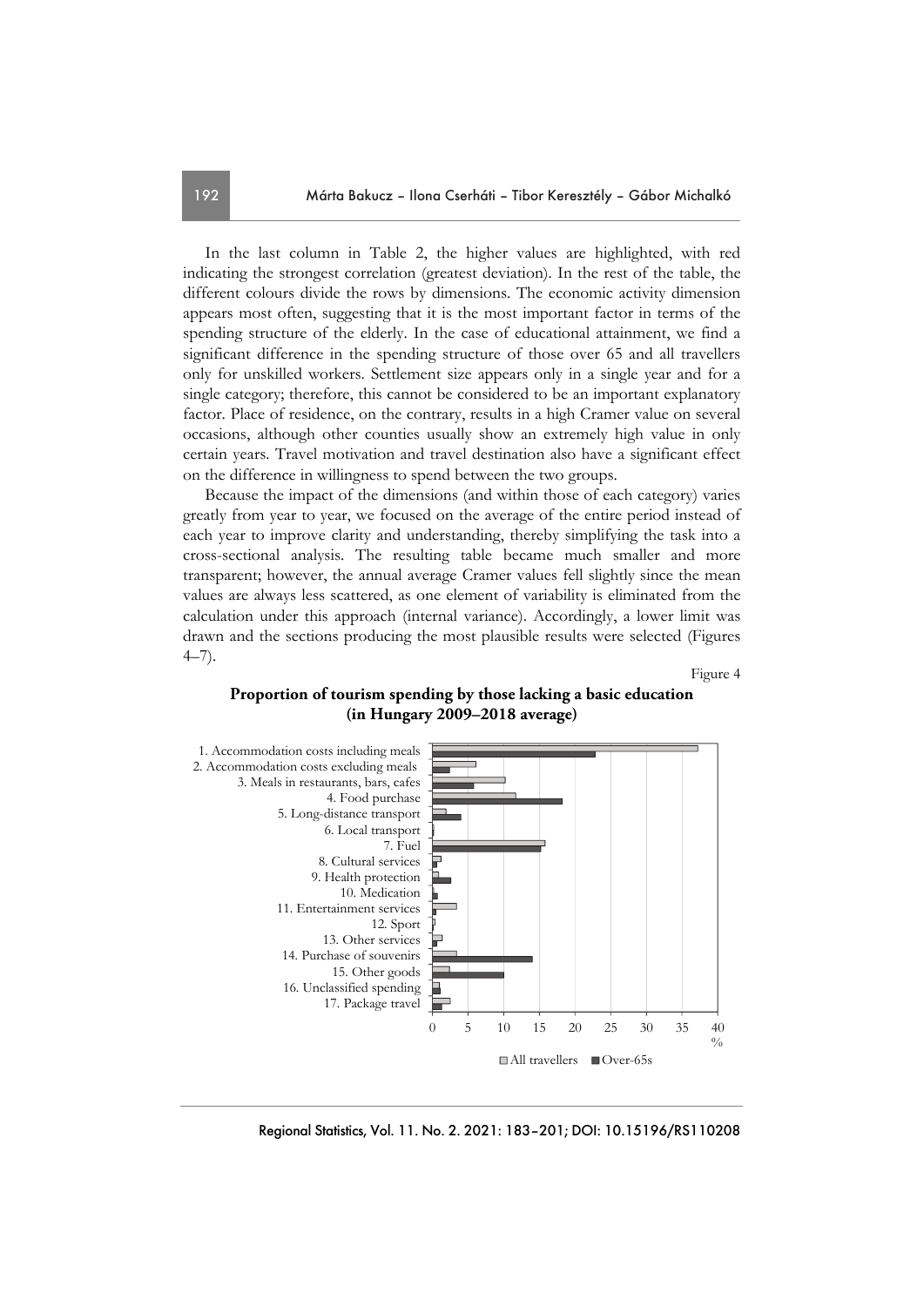In the last column in Table 2, the higher values are highlighted, with red indicating the strongest correlation (greatest deviation). In the rest of the table, the different colours divide the rows by dimensions. The economic activity dimension appears most often, suggesting that it is the most important factor in terms of the spending structure of the elderly. In the case of educational attainment, we find a significant difference in the spending structure of those over 65 and all travellers only for unskilled workers. Settlement size appears only in a single year and for a single category; therefore, this cannot be considered to be an important explanatory factor. Place of residence, on the contrary, results in a high Cramer value on several occasions, although other counties usually show an extremely high value in only certain years. Travel motivation and travel destination also have a significant effect on the difference in willingness to spend between the two groups.

Because the impact of the dimensions (and within those of each category) varies greatly from year to year, we focused on the average of the entire period instead of each year to improve clarity and understanding, thereby simplifying the task into a cross-sectional analysis. The resulting table became much smaller and more transparent; however, the annual average Cramer values fell slightly since the mean values are always less scattered, as one element of variability is eliminated from the calculation under this approach (internal variance). Accordingly, a lower limit was drawn and the sections producing the most plausible results were selected (Figures 4–7).

Figure 4

**Proportion of tourism spending by those lacking a basic education (in Hungary 2009–2018 average)**

1. Accommodation costs including meals
2. Accommodation costs excluding meals
3. Meals in restaurants, bars, cafes
4. Food purchase
5. Long-distance transport
6. Local transport
7. Fuel
8. Cultural services
9. Health protection
10. Medication
11. Entertainment services
12. Sport
13. Other services
14. Purchase of souvenirs
15. Other goods
16. Unclassified spending
17. Package travel

0 5 10 15 20 25 30 35 40 %

All travellers ■ Over-65s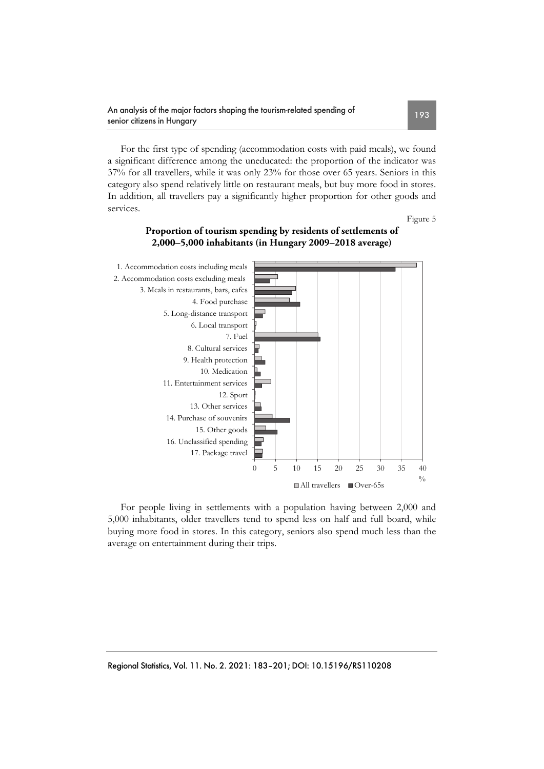For the first type of spending (accommodation costs with paid meals), we found a significant difference among the uneducated: the proportion of the indicator was 37% for all travellers, while it was only 23% for those over 65 years. Seniors in this category also spend relatively little on restaurant meals, but buy more food in stores. In addition, all travellers pay a significantly higher proportion for other goods and services.

Figure 5

**Proportion of tourism spending by residents of settlements of 2,000–5,000 inhabitants (in Hungary 2009–2018 average)**

For people living in settlements with a population having between 2,000 and 5,000 inhabitants, older travellers tend to spend less on half and full board, while buying more food in stores. In this category, seniors also spend much less than the average on entertainment during their trips.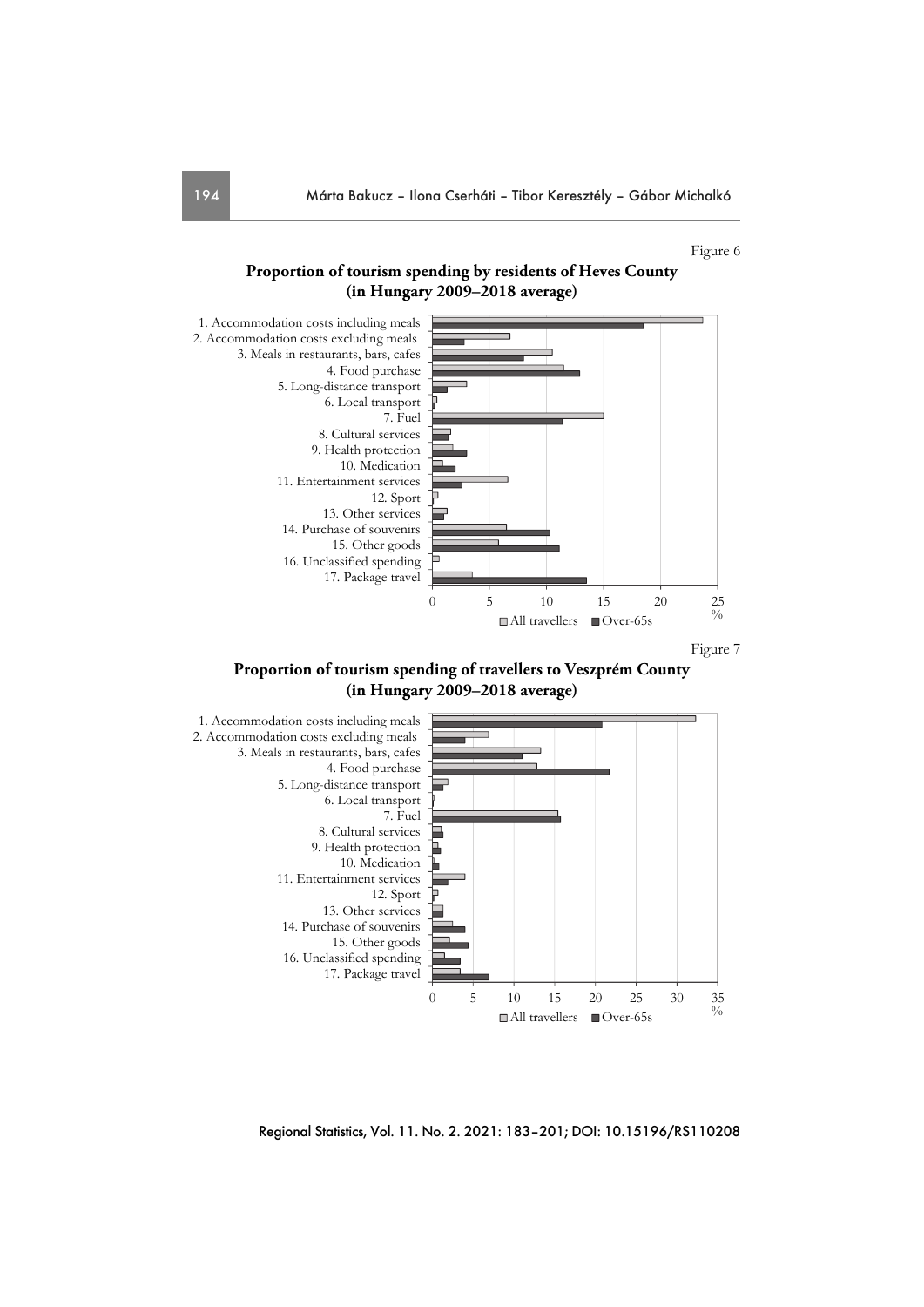Figure 6

**Proportion of tourism spending by residents of Heves County (in Hungary 2009–2018 average)**

1. Accommodation costs including meals
2. Accommodation costs excluding meals
3. Meals in restaurants, bars, cafes
4. Food purchase
5. Long-distance transport
6. Local transport
7. Fuel
8. Cultural services
9. Health protection
10. Medication
11. Entertainment services
12. Sport
13. Other services
14. Purchase of souvenirs
15. Other goods
16. Unclassified spending
17. Package travel

0 5 10 15 20 25 %

All travellers ■ Over-65s

Figure 7

**Proportion of tourism spending of travellers to Veszprém County (in Hungary 2009–2018 average)**

1. Accommodation costs including meals
2. Accommodation costs excluding meals
3. Meals in restaurants, bars, cafes
4. Food purchase
5. Long-distance transport
6. Local transport
7. Fuel
8. Cultural services
9. Health protection
10. Medication
11. Entertainment services
12. Sport
13. Other services
14. Purchase of souvenirs
15. Other goods
16. Unclassified spending
17. Package travel

0 5 10 15 20 25 30 35 %

All travellers ■ Over-65s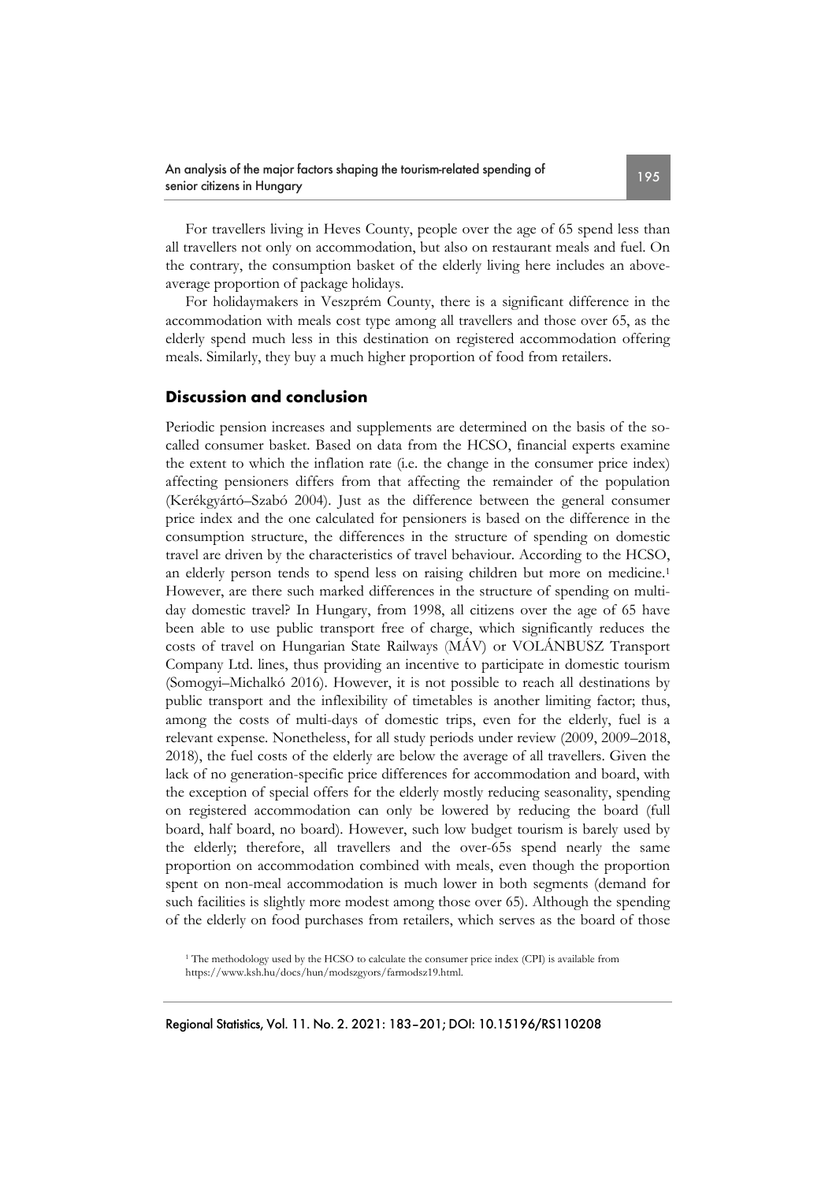For travellers living in Heves County, people over the age of 65 spend less than all travellers not only on accommodation, but also on restaurant meals and fuel. On the contrary, the consumption basket of the elderly living here includes an above-average proportion of package holidays.

For holidaymakers in Veszprém County, there is a significant difference in the accommodation with meals cost type among all travellers and those over 65, as the elderly spend much less in this destination on registered accommodation offering meals. Similarly, they buy a much higher proportion of food from retailers.

## Discussion and conclusion

Periodic pension increases and supplements are determined on the basis of the so-called consumer basket. Based on data from the HCSO, financial experts examine the extent to which the inflation rate (i.e. the change in the consumer price index) affecting pensioners differs from that affecting the remainder of the population (Kerékgyártó–Szabó 2004). Just as the difference between the general consumer price index and the one calculated for pensioners is based on the difference in the consumption structure, the differences in the structure of spending on domestic travel are driven by the characteristics of travel behaviour. According to the HCSO, an elderly person tends to spend less on raising children but more on medicine.[1] However, are there such marked differences in the structure of spending on multi-day domestic travel? In Hungary, from 1998, all citizens over the age of 65 have been able to use public transport free of charge, which significantly reduces the costs of travel on Hungarian State Railways (MÁV) or VOLÁNBUSZ Transport Company Ltd. lines, thus providing an incentive to participate in domestic tourism (Somogyi–Michalkó 2016). However, it is not possible to reach all destinations by public transport and the inflexibility of timetables is another limiting factor; thus, among the costs of multi-days of domestic trips, even for the elderly, fuel is a relevant expense. Nonetheless, for all study periods under review (2009, 2009–2018, 2018), the fuel costs of the elderly are below the average of all travellers. Given the lack of no generation-specific price differences for accommodation and board, with the exception of special offers for the elderly mostly reducing seasonality, spending on registered accommodation can only be lowered by reducing the board (full board, half board, no board). However, such low budget tourism is barely used by the elderly; therefore, all travellers and the over-65s spend nearly the same proportion on accommodation combined with meals, even though the proportion spent on non-meal accommodation is much lower in both segments (demand for such facilities is slightly more modest among those over 65). Although the spending of the elderly on food purchases from retailers, which serves as the board of those

[1] The methodology used by the HCSO to calculate the consumer price index (CPI) is available from https://www.ksh.hu/docs/hun/modszgyors/farmodsz19.html.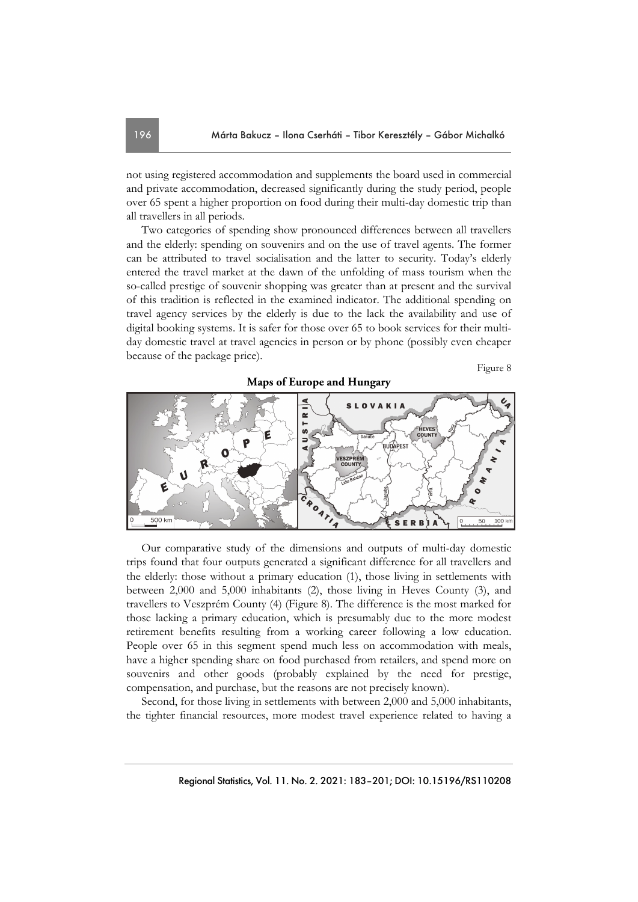not using registered accommodation and supplements the board used in commercial and private accommodation, decreased significantly during the study period, people over 65 spent a higher proportion on food during their multi-day domestic trip than all travellers in all periods.

Two categories of spending show pronounced differences between all travellers and the elderly: spending on souvenirs and on the use of travel agents. The former can be attributed to travel socialisation and the latter to security. Today's elderly entered the travel market at the dawn of the unfolding of mass tourism when the so-called prestige of souvenir shopping was greater than at present and the survival of this tradition is reflected in the examined indicator. The additional spending on travel agency services by the elderly is due to the lack the availability and use of digital booking systems. It is safer for those over 65 to book services for their multi-day domestic travel at travel agencies in person or by phone (possibly even cheaper because of the package price).

Figure 8

**Maps of Europe and Hungary**

Our comparative study of the dimensions and outputs of multi-day domestic trips found that four outputs generated a significant difference for all travellers and the elderly: those without a primary education (1), those living in settlements with between 2,000 and 5,000 inhabitants (2), those living in Heves County (3), and travellers to Veszprém County (4) (Figure 8). The difference is the most marked for those lacking a primary education, which is presumably due to the more modest retirement benefits resulting from a working career following a low education. People over 65 in this segment spend much less on accommodation with meals, have a higher spending share on food purchased from retailers, and spend more on souvenirs and other goods (probably explained by the need for prestige, compensation, and purchase, but the reasons are not precisely known).

Second, for those living in settlements with between 2,000 and 5,000 inhabitants, the tighter financial resources, more modest travel experience related to having a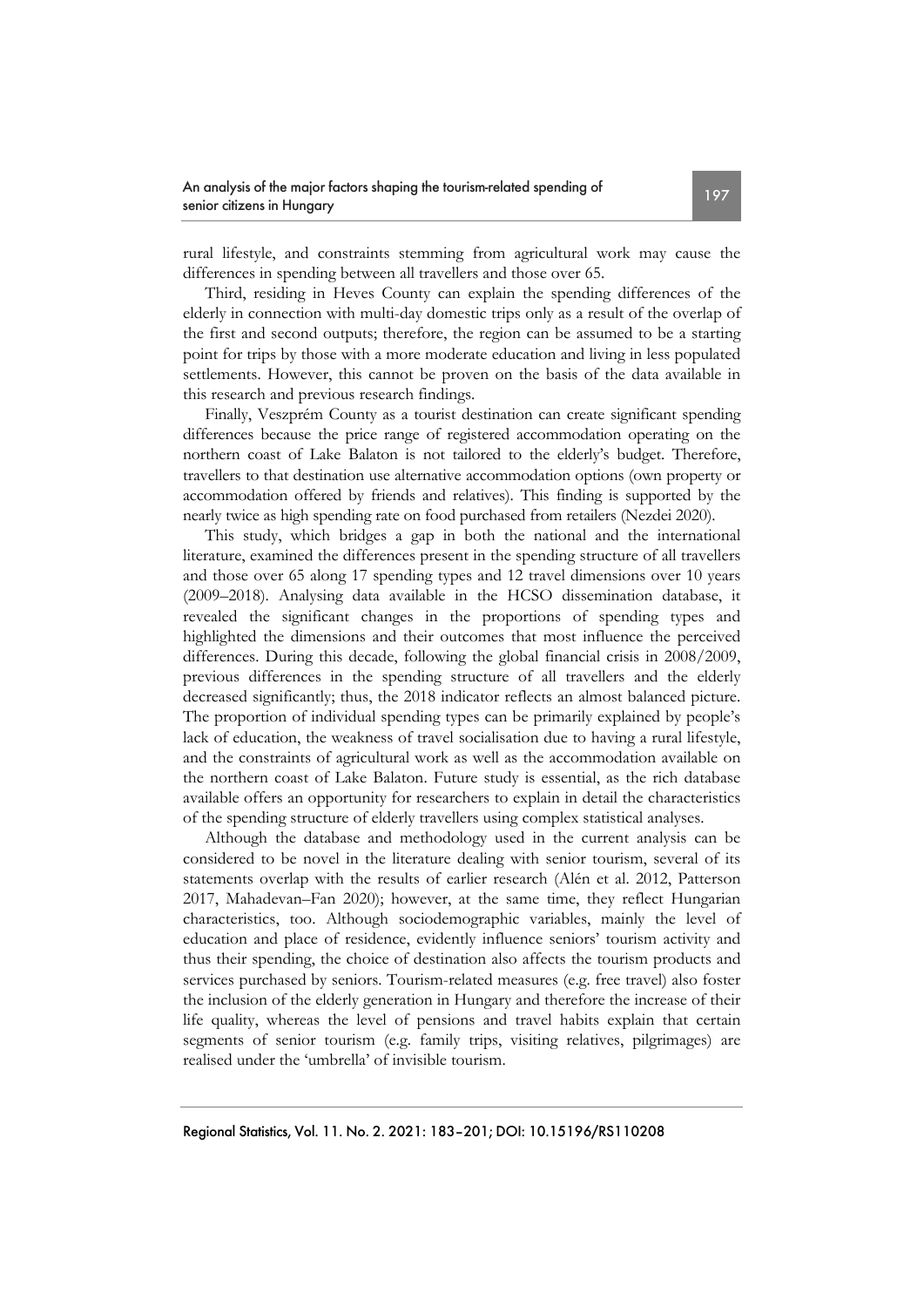rural lifestyle, and constraints stemming from agricultural work may cause the differences in spending between all travellers and those over 65.

Third, residing in Heves County can explain the spending differences of the elderly in connection with multi-day domestic trips only as a result of the overlap of the first and second outputs; therefore, the region can be assumed to be a starting point for trips by those with a more moderate education and living in less populated settlements. However, this cannot be proven on the basis of the data available in this research and previous research findings.

Finally, Veszprém County as a tourist destination can create significant spending differences because the price range of registered accommodation operating on the northern coast of Lake Balaton is not tailored to the elderly's budget. Therefore, travellers to that destination use alternative accommodation options (own property or accommodation offered by friends and relatives). This finding is supported by the nearly twice as high spending rate on food purchased from retailers (Nezdei 2020).

This study, which bridges a gap in both the national and the international literature, examined the differences present in the spending structure of all travellers and those over 65 along 17 spending types and 12 travel dimensions over 10 years (2009–2018). Analysing data available in the HCSO dissemination database, it revealed the significant changes in the proportions of spending types and highlighted the dimensions and their outcomes that most influence the perceived differences. During this decade, following the global financial crisis in 2008/2009, previous differences in the spending structure of all travellers and the elderly decreased significantly; thus, the 2018 indicator reflects an almost balanced picture. The proportion of individual spending types can be primarily explained by people's lack of education, the weakness of travel socialisation due to having a rural lifestyle, and the constraints of agricultural work as well as the accommodation available on the northern coast of Lake Balaton. Future study is essential, as the rich database available offers an opportunity for researchers to explain in detail the characteristics of the spending structure of elderly travellers using complex statistical analyses.

Although the database and methodology used in the current analysis can be considered to be novel in the literature dealing with senior tourism, several of its statements overlap with the results of earlier research (Alén et al. 2012, Patterson 2017, Mahadevan–Fan 2020); however, at the same time, they reflect Hungarian characteristics, too. Although sociodemographic variables, mainly the level of education and place of residence, evidently influence seniors' tourism activity and thus their spending, the choice of destination also affects the tourism products and services purchased by seniors. Tourism-related measures (e.g. free travel) also foster the inclusion of the elderly generation in Hungary and therefore the increase of their life quality, whereas the level of pensions and travel habits explain that certain segments of senior tourism (e.g. family trips, visiting relatives, pilgrimages) are realised under the 'umbrella' of invisible tourism.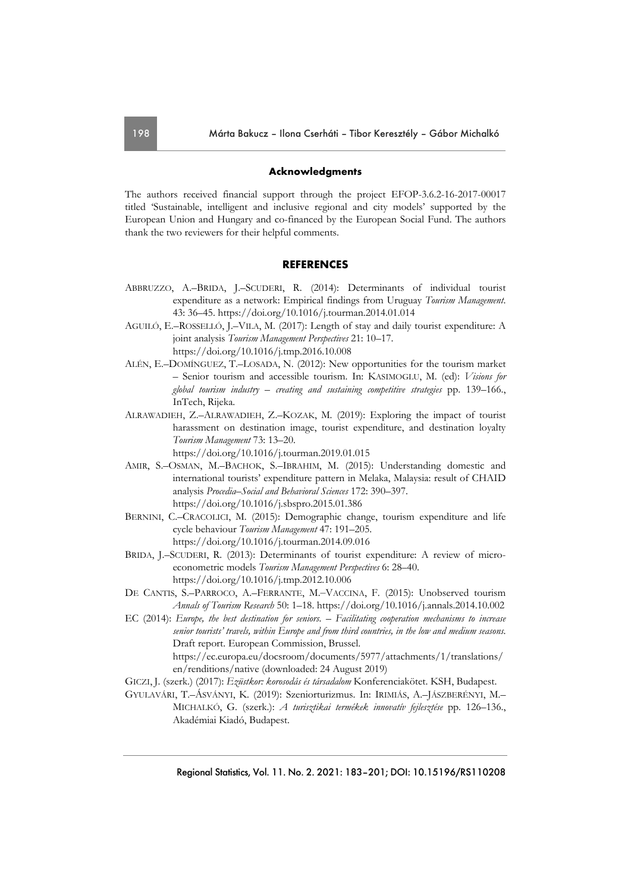## Acknowledgments

The authors received financial support through the project EFOP-3.6.2-16-2017-00017 titled 'Sustainable, intelligent and inclusive regional and city models' supported by the European Union and Hungary and co-financed by the European Social Fund. The authors thank the two reviewers for their helpful comments.

## REFERENCES

ABBRUZZO, A.–BRIDA, J.–SCUDERI, R. (2014): Determinants of individual tourist expenditure as a network: Empirical findings from Uruguay *Tourism Management*. 43: 36–45. https://doi.org/10.1016/j.tourman.2014.01.014

AGUILÓ, E.–ROSSELLÓ, J.–VILA, M. (2017): Length of stay and daily tourist expenditure: A joint analysis *Tourism Management Perspectives* 21: 10–17. https://doi.org/10.1016/j.tmp.2016.10.008

ALÉN, E.–DOMÍNGUEZ, T.–LOSADA, N. (2012): New opportunities for the tourism market – Senior tourism and accessible tourism. In: KASIMOGLU, M. (ed): *Visions for global tourism industry – creating and sustaining competitive strategies* pp. 139–166., InTech, Rijeka.

ALRAWADIEH, Z.–ALRAWADIEH, Z.–KOZAK, M. (2019): Exploring the impact of tourist harassment on destination image, tourist expenditure, and destination loyalty *Tourism Management* 73: 13–20. https://doi.org/10.1016/j.tourman.2019.01.015

AMIR, S.–OSMAN, M.–BACHOK, S.–IBRAHIM, M. (2015): Understanding domestic and international tourists' expenditure pattern in Melaka, Malaysia: result of CHAID analysis *Procedia–Social and Behavioral Sciences* 172: 390–397. https://doi.org/10.1016/j.sbspro.2015.01.386

BERNINI, C.–CRACOLICI, M. (2015): Demographic change, tourism expenditure and life cycle behaviour *Tourism Management* 47: 191–205. https://doi.org/10.1016/j.tourman.2014.09.016

BRIDA, J.–SCUDERI, R. (2013): Determinants of tourist expenditure: A review of micro-econometric models *Tourism Management Perspectives* 6: 28–40. https://doi.org/10.1016/j.tmp.2012.10.006

DE CANTIS, S.–PARROCO, A.–FERRANTE, M.–VACCINA, F. (2015): Unobserved tourism *Annals of Tourism Research* 50: 1–18. https://doi.org/10.1016/j.annals.2014.10.002

EC (2014): *Europe, the best destination for seniors. – Facilitating cooperation mechanisms to increase senior tourists' travels, within Europe and from third countries, in the low and medium seasons.* Draft report. European Commission, Brussel. https://ec.europa.eu/docsroom/documents/5977/attachments/1/translations/en/renditions/native (downloaded: 24 August 2019)

GICZI, J. (szerk.) (2017): *Ezüstkor: korosodás és társadalom* Konferenciakötet. KSH, Budapest.

GYULAVÁRI, T.–ÁSVÁNYI, K. (2019): Szeniorturizmus. In: IRIMIÁS, A.–JÁSZBERÉNYI, M.–MICHALKÓ, G. (szerk.): *A turisztikai termékek innovatív fejlesztése* pp. 126–136., Akadémiai Kiadó, Budapest.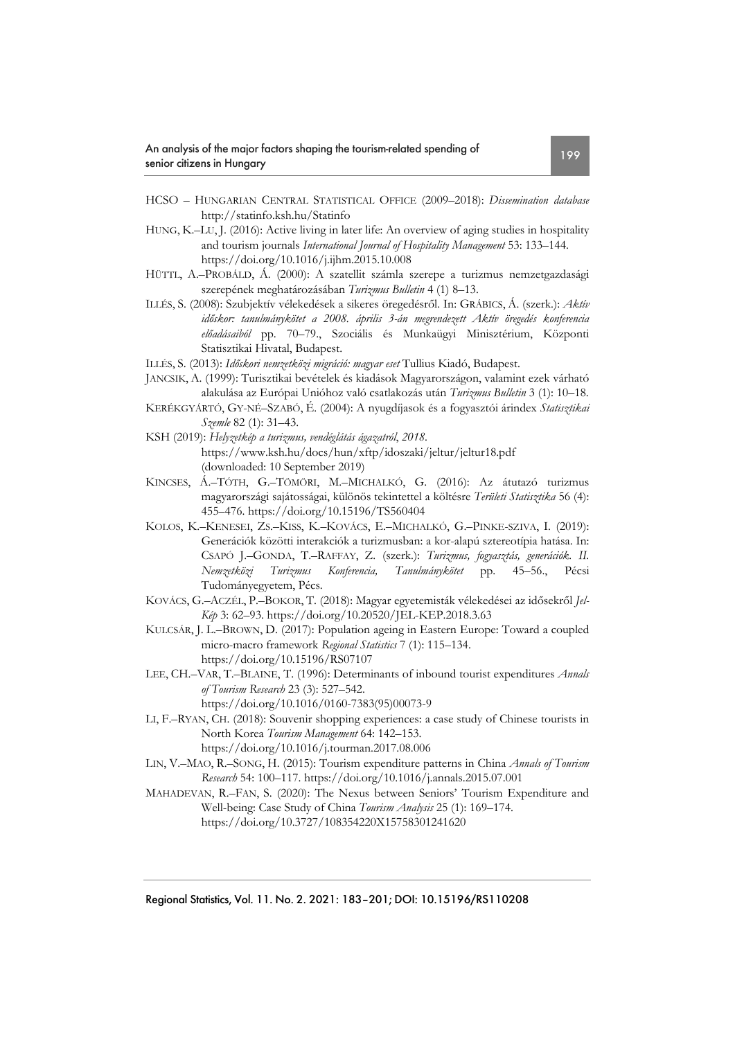HCSO – HUNGARIAN CENTRAL STATISTICAL OFFICE (2009–2018): *Dissemination database* http://statinfo.ksh.hu/Statinfo

HUNG, K.–LU, J. (2016): Active living in later life: An overview of aging studies in hospitality and tourism journals *International Journal of Hospitality Management* 53: 133–144. https://doi.org/10.1016/j.ijhm.2015.10.008

HÜTTL, A.–PROBÁLD, Á. (2000): A szatellit számla szerepe a turizmus nemzetgazdasági szerepének meghatározásában *Turizmus Bulletin* 4 (1) 8–13.

ILLÉS, S. (2008): Szubjektív vélekedések a sikeres öregedésről. In: GRÁBICS, Á. (szerk.): *Aktív időskor: tanulmánykötet a 2008. április 3-án megrendezett Aktív öregedés konferencia előadásaiból* pp. 70–79., Szociális és Munkaügyi Minisztérium, Központi Statisztikai Hivatal, Budapest.

ILLÉS, S. (2013): *Időskori nemzetközi migráció: magyar eset* Tullius Kiadó, Budapest.

JANCSIK, A. (1999): Turisztikai bevételek és kiadások Magyarországon, valamint ezek várható alakulása az Európai Unióhoz való csatlakozás után *Turizmus Bulletin* 3 (1): 10–18.

KERÉKGYÁRTÓ, GY-NÉ–SZABÓ, É. (2004): A nyugdíjasok és a fogyasztói árindex *Statisztikai Szemle* 82 (1): 31–43.

KSH (2019): *Helyzetkép a turizmus, vendéglátás ágazatról, 2018.* https://www.ksh.hu/docs/hun/xftp/idoszaki/jeltur/jeltur18.pdf (downloaded: 10 September 2019)

KINCSES, Á.–TÓTH, G.–TÖMÖRI, M.–MICHALKÓ, G. (2016): Az átutazó turizmus magyarországi sajátosságai, különös tekintettel a költésre *Területi Statisztika* 56 (4): 455–476. https://doi.org/10.15196/TS560404

KOLOS, K.–KENESEI, ZS.–KISS, K.–KOVÁCS, E.–MICHALKÓ, G.–PINKE-SZIVA, I. (2019): Generációk közötti interakciók a turizmusban: a kor-alapú sztereotípia hatása. In: CSAPÓ J.–GONDA, T.–RAFFAY, Z. (szerk.): *Turizmus, fogyasztás, generációk. II. Nemzetközi Turizmus Konferencia, Tanulmánykötet* pp. 45–56., Pécsi Tudományegyetem, Pécs.

KOVÁCS, G.–ACZÉL, P.–BOKOR, T. (2018): Magyar egyetemisták vélekedései az idősekről *Jel-Kép* 3: 62–93. https://doi.org/10.20520/JEL-KEP.2018.3.63

KULCSÁR, J. L.–BROWN, D. (2017): Population ageing in Eastern Europe: Toward a coupled micro-macro framework *Regional Statistics* 7 (1): 115–134. https://doi.org/10.15196/RS07107

LEE, CH.–VAR, T.–BLAINE, T. (1996): Determinants of inbound tourist expenditures *Annals of Tourism Research* 23 (3): 527–542. https://doi.org/10.1016/0160-7383(95)00073-9

LI, F.–RYAN, CH. (2018): Souvenir shopping experiences: a case study of Chinese tourists in North Korea *Tourism Management* 64: 142–153. https://doi.org/10.1016/j.tourman.2017.08.006

LIN, V.–MAO, R.–SONG, H. (2015): Tourism expenditure patterns in China *Annals of Tourism Research* 54: 100–117. https://doi.org/10.1016/j.annals.2015.07.001

MAHADEVAN, R.–FAN, S. (2020): The Nexus between Seniors' Tourism Expenditure and Well-being: Case Study of China *Tourism Analysis* 25 (1): 169–174. https://doi.org/10.3727/108354220X15758301241620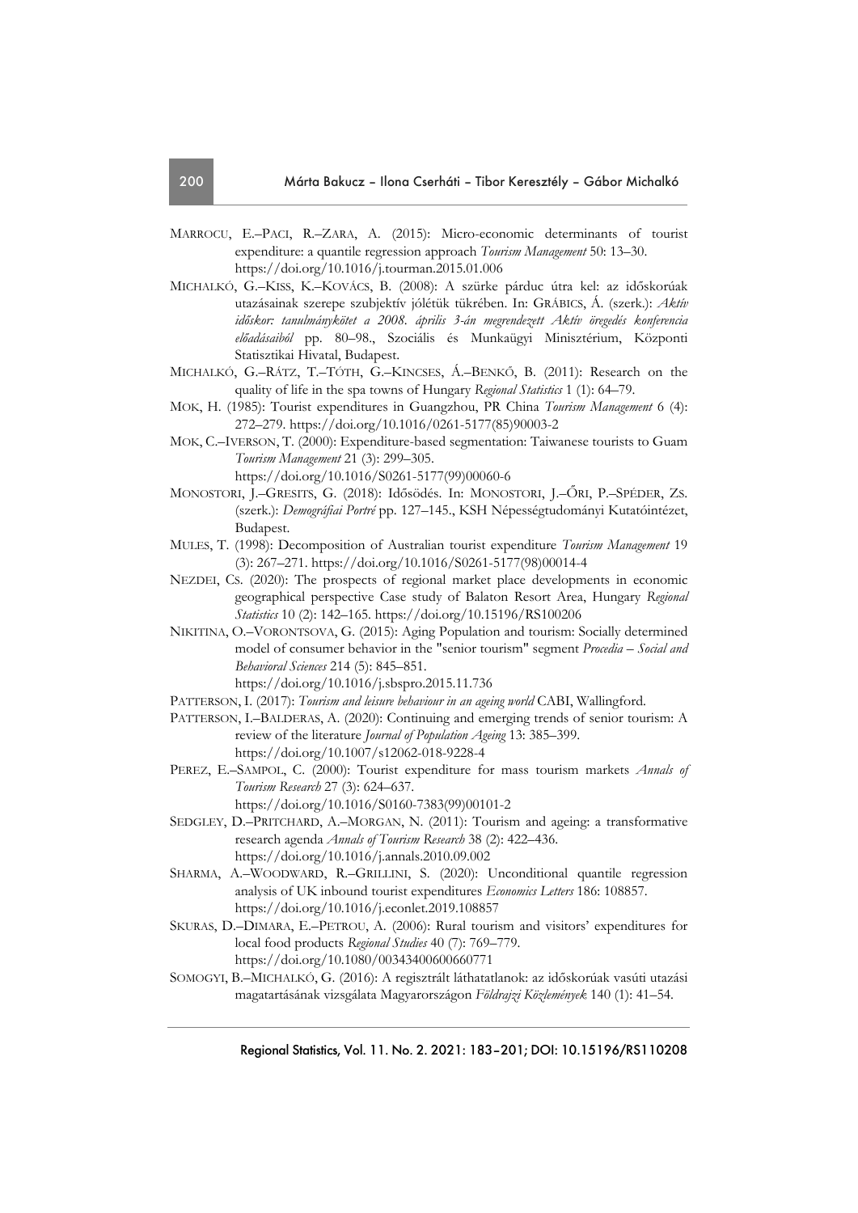MARROCU, E.–PACI, R.–ZARA, A. (2015): Micro-economic determinants of tourist expenditure: a quantile regression approach *Tourism Management* 50: 13–30. https://doi.org/10.1016/j.tourman.2015.01.006

MICHALKÓ, G.–KISS, K.–KOVÁCS, B. (2008): A szürke párduc útra kel: az időskorúak utazásainak szerepe szubjektív jólétük tükrében. In: GRÁBICS, Á. (szerk.): *Aktív időskor: tanulmánykötet a 2008. április 3-án megrendezett Aktív öregedés konferencia előadásaiból* pp. 80–98., Szociális és Munkaügyi Minisztérium, Központi Statisztikai Hivatal, Budapest.

MICHALKÓ, G.–RÁTZ, T.–TÓTH, G.–KINCSES, Á.–BENKŐ, B. (2011): Research on the quality of life in the spa towns of Hungary *Regional Statistics* 1 (1): 64–79.

MOK, H. (1985): Tourist expenditures in Guangzhou, PR China *Tourism Management* 6 (4): 272–279. https://doi.org/10.1016/0261-5177(85)90003-2

MOK, C.–IVERSON, T. (2000): Expenditure-based segmentation: Taiwanese tourists to Guam *Tourism Management* 21 (3): 299–305. https://doi.org/10.1016/S0261-5177(99)00060-6

MONOSTORI, J.–GRESITS, G. (2018): Idősödés. In: MONOSTORI, J.–ŐRI, P.–SPÉDER, ZS. (szerk.): *Demográfiai Portré* pp. 127–145., KSH Népességtudományi Kutatóintézet, Budapest.

MULES, T. (1998): Decomposition of Australian tourist expenditure *Tourism Management* 19 (3): 267–271. https://doi.org/10.1016/S0261-5177(98)00014-4

NEZDEI, CS. (2020): The prospects of regional market place developments in economic geographical perspective Case study of Balaton Resort Area, Hungary *Regional Statistics* 10 (2): 142–165. https://doi.org/10.15196/RS100206

NIKITINA, O.–VORONTSOVA, G. (2015): Aging Population and tourism: Socially determined model of consumer behavior in the "senior tourism" segment *Procedia – Social and Behavioral Sciences* 214 (5): 845–851. https://doi.org/10.1016/j.sbspro.2015.11.736

PATTERSON, I. (2017): *Tourism and leisure behaviour in an ageing world* CABI, Wallingford.

PATTERSON, I.–BALDERAS, A. (2020): Continuing and emerging trends of senior tourism: A review of the literature *Journal of Population Ageing* 13: 385–399. https://doi.org/10.1007/s12062-018-9228-4

PEREZ, E.–SAMPOL, C. (2000): Tourist expenditure for mass tourism markets *Annals of Tourism Research* 27 (3): 624–637. https://doi.org/10.1016/S0160-7383(99)00101-2

SEDGLEY, D.–PRITCHARD, A.–MORGAN, N. (2011): Tourism and ageing: a transformative research agenda *Annals of Tourism Research* 38 (2): 422–436. https://doi.org/10.1016/j.annals.2010.09.002

SHARMA, A.–WOODWARD, R.–GRILLINI, S. (2020): Unconditional quantile regression analysis of UK inbound tourist expenditures *Economics Letters* 186: 108857. https://doi.org/10.1016/j.econlet.2019.108857

SKURAS, D.–DIMARA, E.–PETROU, A. (2006): Rural tourism and visitors' expenditures for local food products *Regional Studies* 40 (7): 769–779. https://doi.org/10.1080/00343400600660771

SOMOGYI, B.–MICHALKÓ, G. (2016): A regisztrált láthatatlanok: az időskorúak vasúti utazási magatartásának vizsgálata Magyarországon *Földrajzi Közlemények* 140 (1): 41–54.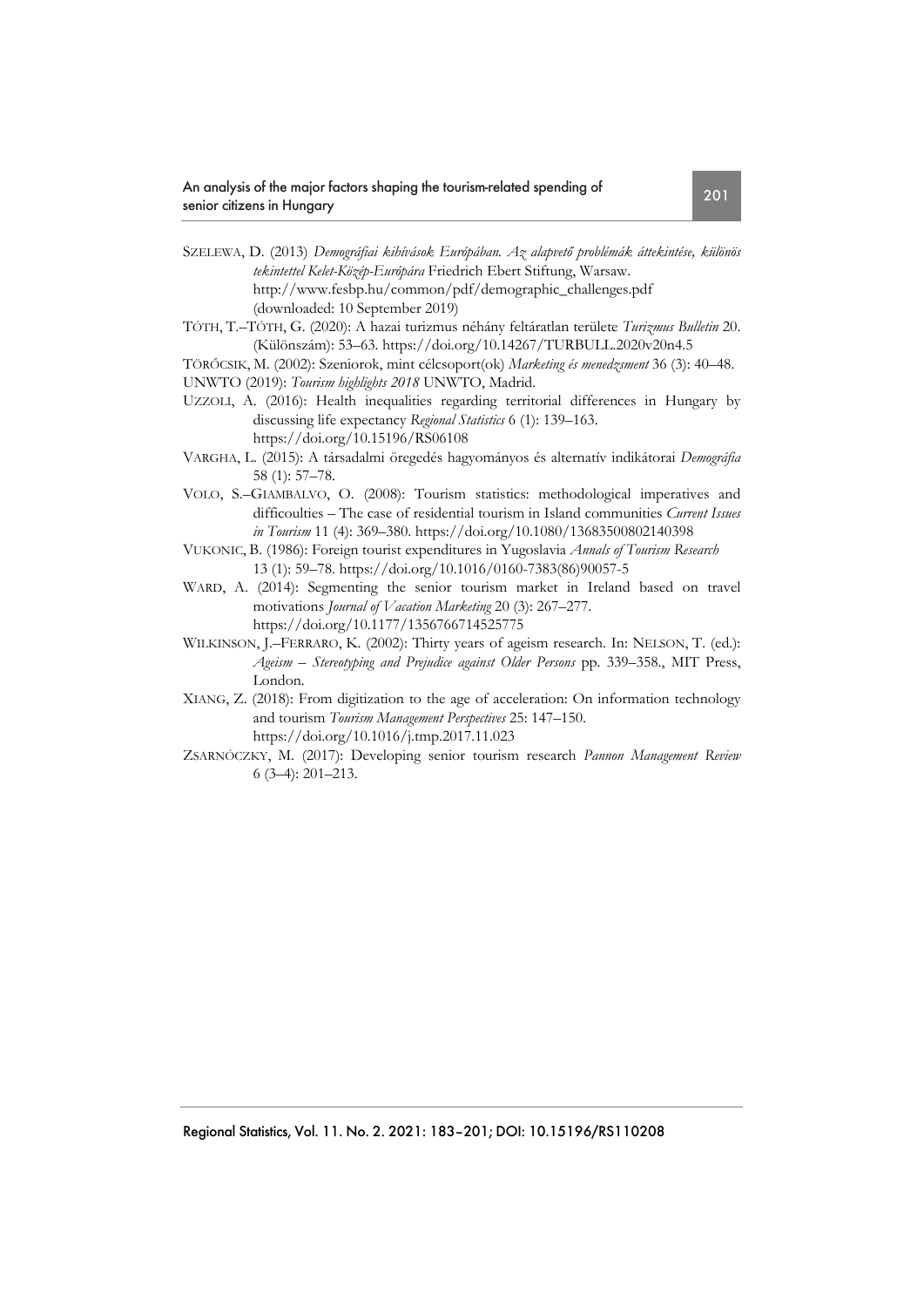SZELEWA, D. (2013) *Demográfiai kihívások Európában. Az alapvető problémák áttekintése, különös tekintettel Kelet-Közép-Európára* Friedrich Ebert Stiftung, Warsaw. http://www.fesbp.hu/common/pdf/demographic_challenges.pdf (downloaded: 10 September 2019)

TÓTH, T.–TÓTH, G. (2020): A hazai turizmus néhány feltáratlan területe *Turizmus Bulletin* 20. (Különszám): 53–63. https://doi.org/10.14267/TURBULL.2020v20n4.5

TÖRŐCSIK, M. (2002): Szeniorok, mint célcsoport(ok) *Marketing és menedzsment* 36 (3): 40–48.

UNWTO (2019): *Tourism highlights 2018* UNWTO, Madrid.

UZZOLI, A. (2016): Health inequalities regarding territorial differences in Hungary by discussing life expectancy *Regional Statistics* 6 (1): 139–163. https://doi.org/10.15196/RS06108

VARGHA, L. (2015): A társadalmi öregedés hagyományos és alternatív indikátorai *Demográfia* 58 (1): 57–78.

VOLO, S.–GIAMBALVO, O. (2008): Tourism statistics: methodological imperatives and difficoulties – The case of residential tourism in Island communities *Current Issues in Tourism* 11 (4): 369–380. https://doi.org/10.1080/13683500802140398

VUKONIC, B. (1986): Foreign tourist expenditures in Yugoslavia *Annals of Tourism Research* 13 (1): 59–78. https://doi.org/10.1016/0160-7383(86)90057-5

WARD, A. (2014): Segmenting the senior tourism market in Ireland based on travel motivations *Journal of Vacation Marketing* 20 (3): 267–277. https://doi.org/10.1177/1356766714525775

WILKINSON, J.–FERRARO, K. (2002): Thirty years of ageism research. In: NELSON, T. (ed.): *Ageism – Stereotyping and Prejudice against Older Persons* pp. 339–358., MIT Press, London.

XIANG, Z. (2018): From digitization to the age of acceleration: On information technology and tourism *Tourism Management Perspectives* 25: 147–150. https://doi.org/10.1016/j.tmp.2017.11.023

ZSARNÓCZKY, M. (2017): Developing senior tourism research *Pannon Management Review* 6 (3–4): 201–213.